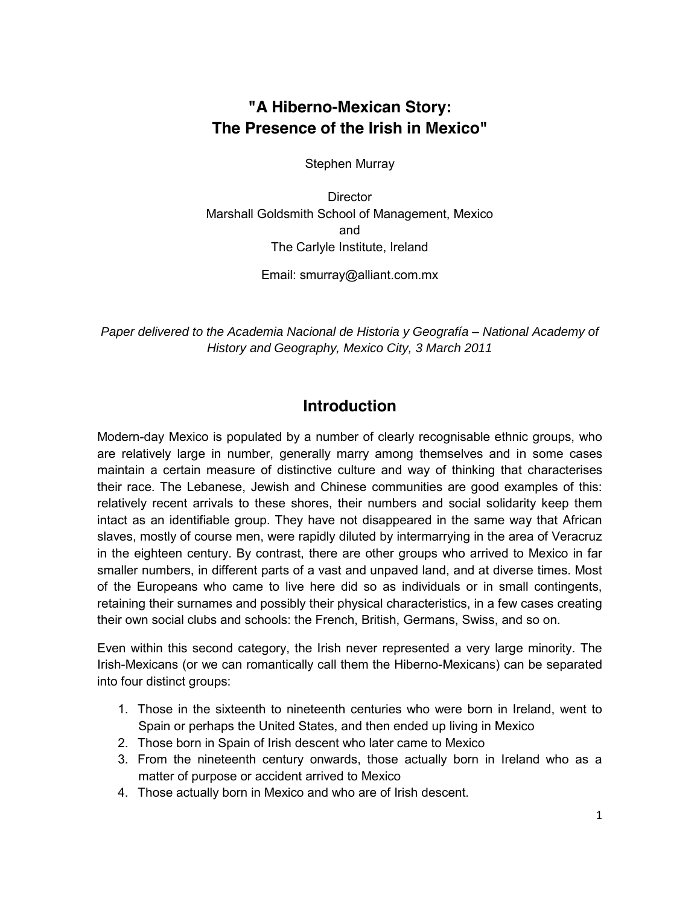# "A Hiberno-Mexican Story: The Presence of the Irish in Mexico"

Stephen Murray

Director
Marshall Goldsmith School of Management, Mexico
and
The Carlyle Institute, Ireland

Email: smurray@alliant.com.mx

*Paper delivered to the Academia Nacional de Historia y Geografía – National Academy of History and Geography, Mexico City, 3 March 2011*

## Introduction

Modern-day Mexico is populated by a number of clearly recognisable ethnic groups, who are relatively large in number, generally marry among themselves and in some cases maintain a certain measure of distinctive culture and way of thinking that characterises their race. The Lebanese, Jewish and Chinese communities are good examples of this: relatively recent arrivals to these shores, their numbers and social solidarity keep them intact as an identifiable group. They have not disappeared in the same way that African slaves, mostly of course men, were rapidly diluted by intermarrying in the area of Veracruz in the eighteen century. By contrast, there are other groups who arrived to Mexico in far smaller numbers, in different parts of a vast and unpaved land, and at diverse times. Most of the Europeans who came to live here did so as individuals or in small contingents, retaining their surnames and possibly their physical characteristics, in a few cases creating their own social clubs and schools: the French, British, Germans, Swiss, and so on.

Even within this second category, the Irish never represented a very large minority. The Irish-Mexicans (or we can romantically call them the Hiberno-Mexicans) can be separated into four distinct groups:

1. Those in the sixteenth to nineteenth centuries who were born in Ireland, went to Spain or perhaps the United States, and then ended up living in Mexico
2. Those born in Spain of Irish descent who later came to Mexico
3. From the nineteenth century onwards, those actually born in Ireland who as a matter of purpose or accident arrived to Mexico
4. Those actually born in Mexico and who are of Irish descent.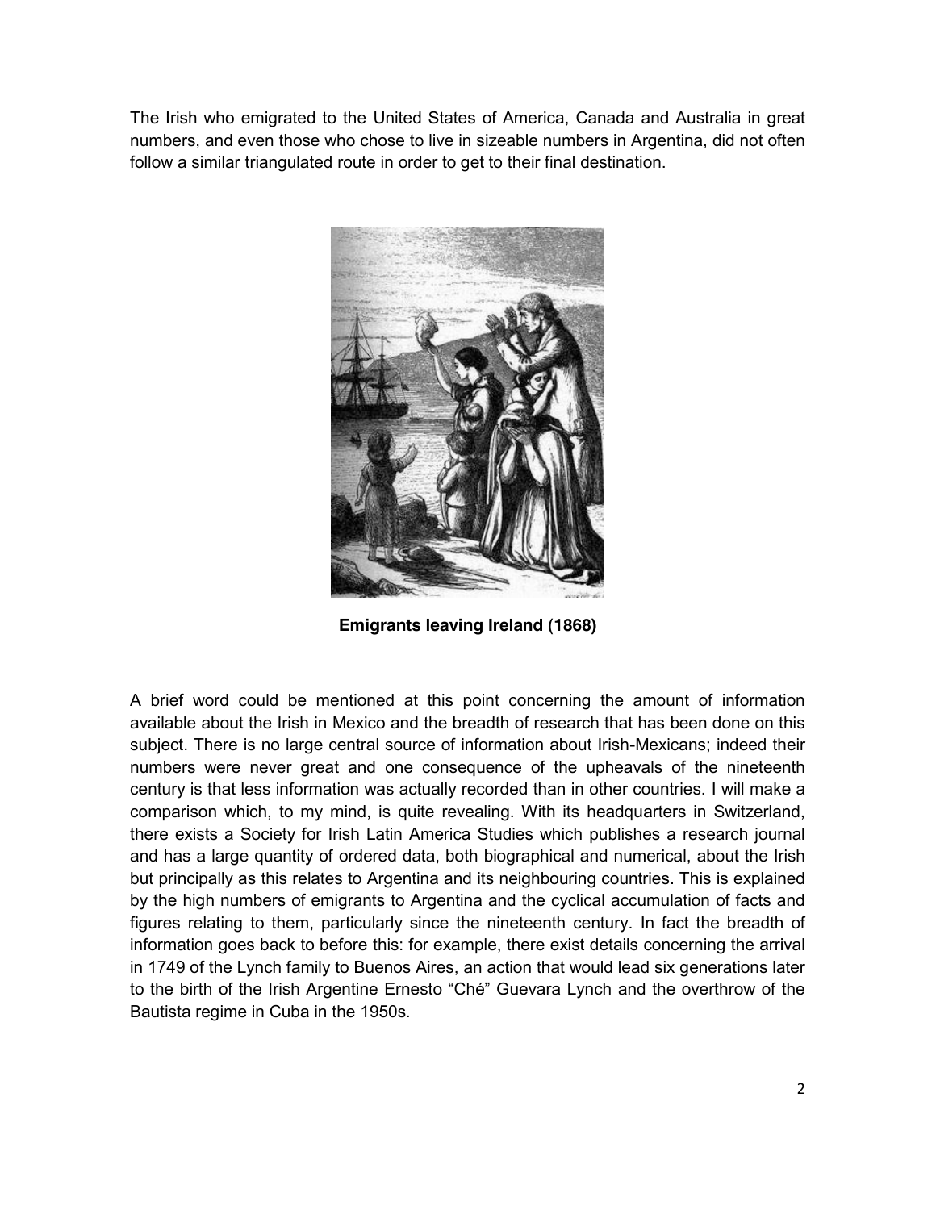The Irish who emigrated to the United States of America, Canada and Australia in great numbers, and even those who chose to live in sizeable numbers in Argentina, did not often follow a similar triangulated route in order to get to their final destination.

**Emigrants leaving Ireland (1868)**

A brief word could be mentioned at this point concerning the amount of information available about the Irish in Mexico and the breadth of research that has been done on this subject. There is no large central source of information about Irish-Mexicans; indeed their numbers were never great and one consequence of the upheavals of the nineteenth century is that less information was actually recorded than in other countries. I will make a comparison which, to my mind, is quite revealing. With its headquarters in Switzerland, there exists a Society for Irish Latin America Studies which publishes a research journal and has a large quantity of ordered data, both biographical and numerical, about the Irish but principally as this relates to Argentina and its neighbouring countries. This is explained by the high numbers of emigrants to Argentina and the cyclical accumulation of facts and figures relating to them, particularly since the nineteenth century. In fact the breadth of information goes back to before this: for example, there exist details concerning the arrival in 1749 of the Lynch family to Buenos Aires, an action that would lead six generations later to the birth of the Irish Argentine Ernesto "Ché" Guevara Lynch and the overthrow of the Bautista regime in Cuba in the 1950s.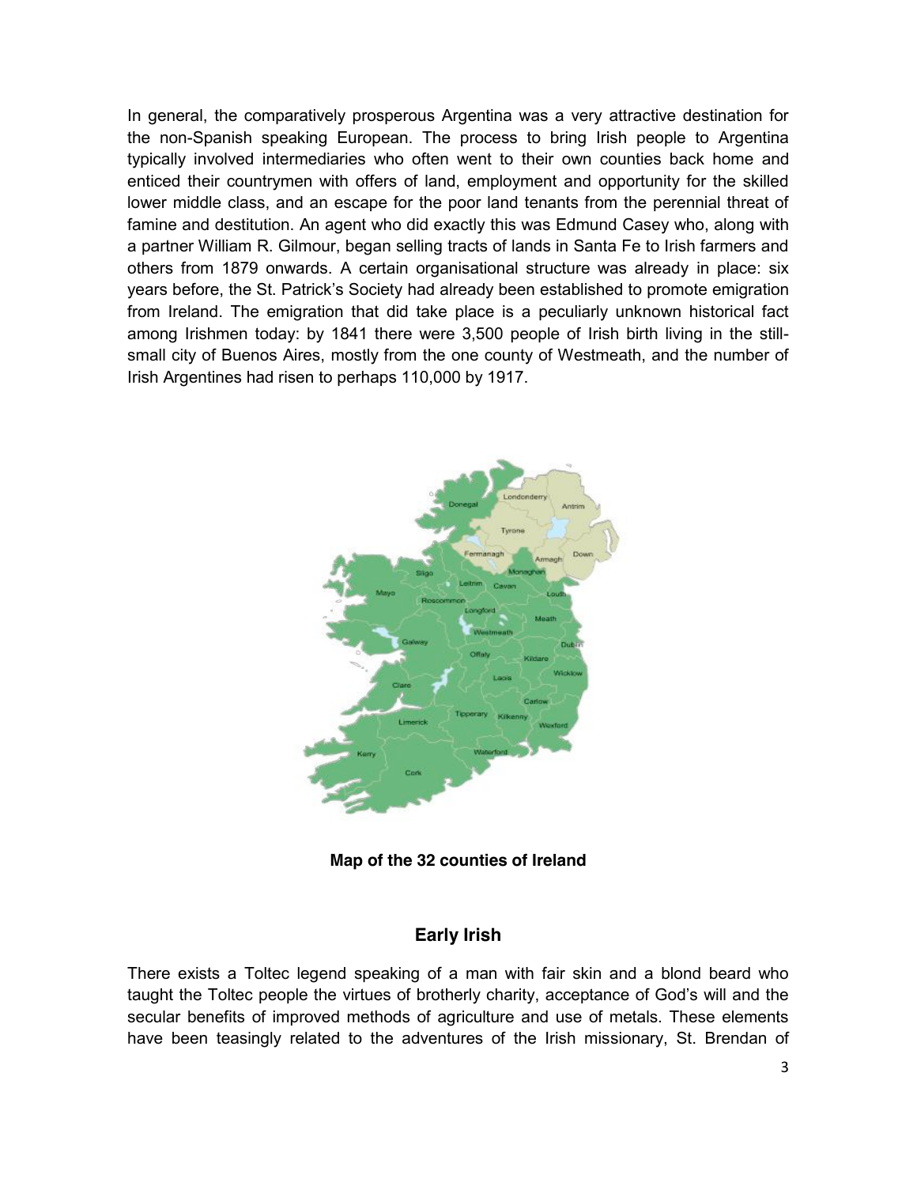In general, the comparatively prosperous Argentina was a very attractive destination for the non-Spanish speaking European. The process to bring Irish people to Argentina typically involved intermediaries who often went to their own counties back home and enticed their countrymen with offers of land, employment and opportunity for the skilled lower middle class, and an escape for the poor land tenants from the perennial threat of famine and destitution. An agent who did exactly this was Edmund Casey who, along with a partner William R. Gilmour, began selling tracts of lands in Santa Fe to Irish farmers and others from 1879 onwards. A certain organisational structure was already in place: six years before, the St. Patrick's Society had already been established to promote emigration from Ireland. The emigration that did take place is a peculiarly unknown historical fact among Irishmen today: by 1841 there were 3,500 people of Irish birth living in the still-small city of Buenos Aires, mostly from the one county of Westmeath, and the number of Irish Argentines had risen to perhaps 110,000 by 1917.

**Map of the 32 counties of Ireland**

## Early Irish

There exists a Toltec legend speaking of a man with fair skin and a blond beard who taught the Toltec people the virtues of brotherly charity, acceptance of God's will and the secular benefits of improved methods of agriculture and use of metals. These elements have been teasingly related to the adventures of the Irish missionary, St. Brendan of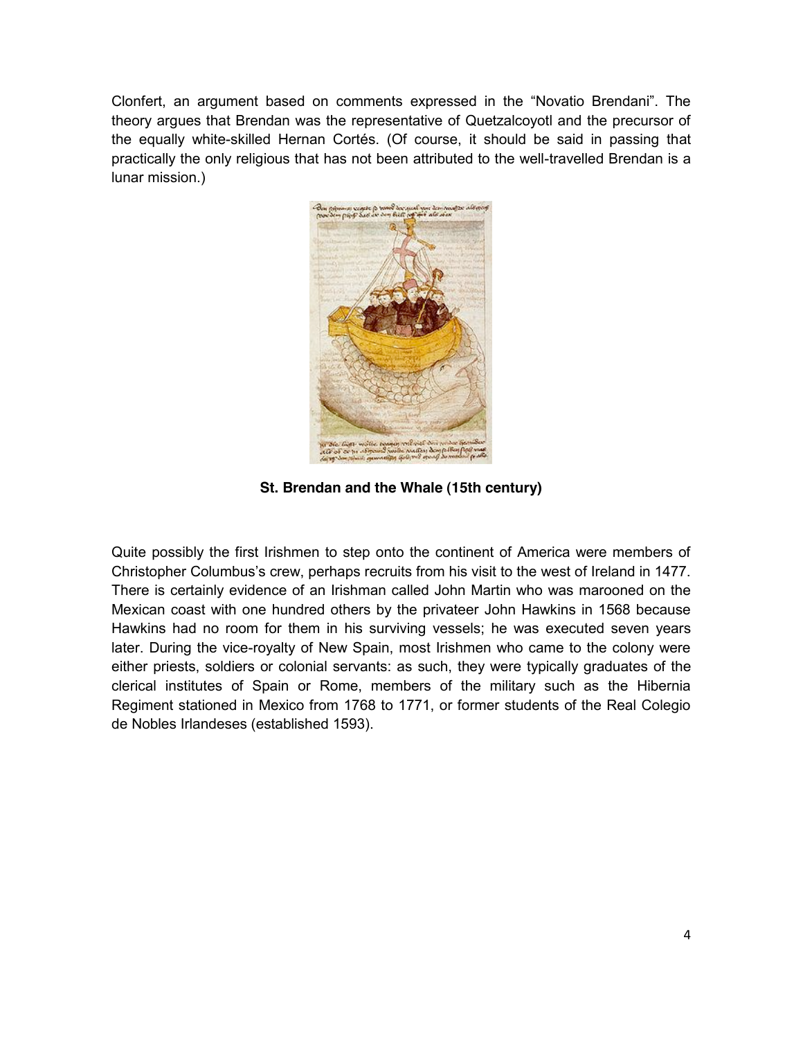Clonfert, an argument based on comments expressed in the "Novatio Brendani". The theory argues that Brendan was the representative of Quetzalcoyotl and the precursor of the equally white-skilled Hernan Cortés. (Of course, it should be said in passing that practically the only religious that has not been attributed to the well-travelled Brendan is a lunar mission.)

**St. Brendan and the Whale (15th century)**

Quite possibly the first Irishmen to step onto the continent of America were members of Christopher Columbus's crew, perhaps recruits from his visit to the west of Ireland in 1477. There is certainly evidence of an Irishman called John Martin who was marooned on the Mexican coast with one hundred others by the privateer John Hawkins in 1568 because Hawkins had no room for them in his surviving vessels; he was executed seven years later. During the vice-royalty of New Spain, most Irishmen who came to the colony were either priests, soldiers or colonial servants: as such, they were typically graduates of the clerical institutes of Spain or Rome, members of the military such as the Hibernia Regiment stationed in Mexico from 1768 to 1771, or former students of the Real Colegio de Nobles Irlandeses (established 1593).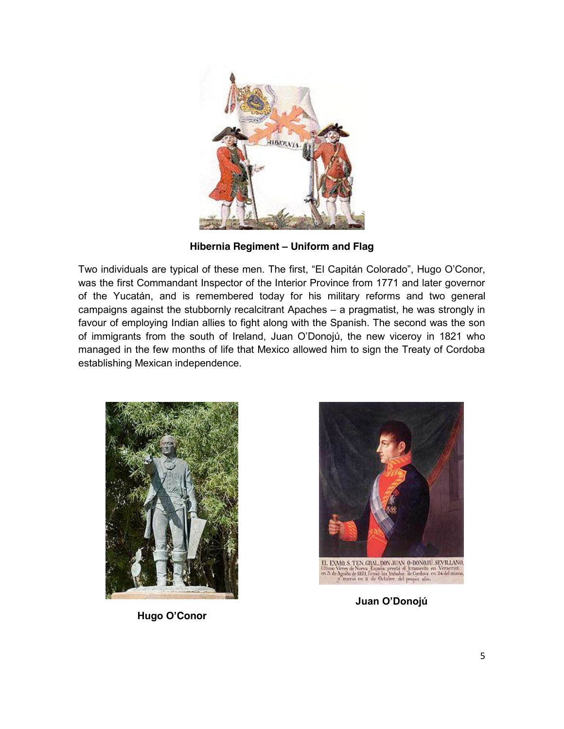**Hibernia Regiment – Uniform and Flag**

Two individuals are typical of these men. The first, "El Capitán Colorado", Hugo O'Conor, was the first Commandant Inspector of the Interior Province from 1771 and later governor of the Yucatán, and is remembered today for his military reforms and two general campaigns against the stubbornly recalcitrant Apaches – a pragmatist, he was strongly in favour of employing Indian allies to fight along with the Spanish. The second was the son of immigrants from the south of Ireland, Juan O'Donojú, the new viceroy in 1821 who managed in the few months of life that Mexico allowed him to sign the Treaty of Cordoba establishing Mexican independence.

**Hugo O'Conor**

**Juan O'Donojú**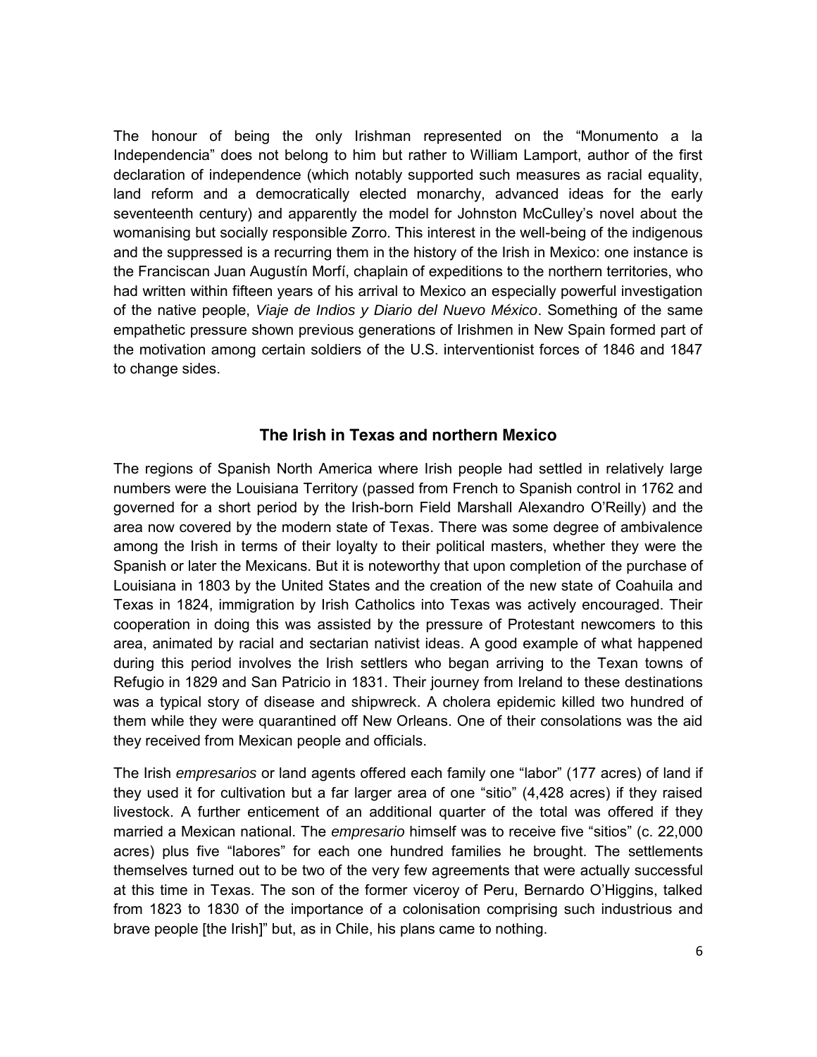The honour of being the only Irishman represented on the "Monumento a la Independencia" does not belong to him but rather to William Lamport, author of the first declaration of independence (which notably supported such measures as racial equality, land reform and a democratically elected monarchy, advanced ideas for the early seventeenth century) and apparently the model for Johnston McCulley's novel about the womanising but socially responsible Zorro. This interest in the well-being of the indigenous and the suppressed is a recurring them in the history of the Irish in Mexico: one instance is the Franciscan Juan Augustín Morfí, chaplain of expeditions to the northern territories, who had written within fifteen years of his arrival to Mexico an especially powerful investigation of the native people, *Viaje de Indios y Diario del Nuevo México*. Something of the same empathetic pressure shown previous generations of Irishmen in New Spain formed part of the motivation among certain soldiers of the U.S. interventionist forces of 1846 and 1847 to change sides.

## The Irish in Texas and northern Mexico

The regions of Spanish North America where Irish people had settled in relatively large numbers were the Louisiana Territory (passed from French to Spanish control in 1762 and governed for a short period by the Irish-born Field Marshall Alexandro O'Reilly) and the area now covered by the modern state of Texas. There was some degree of ambivalence among the Irish in terms of their loyalty to their political masters, whether they were the Spanish or later the Mexicans. But it is noteworthy that upon completion of the purchase of Louisiana in 1803 by the United States and the creation of the new state of Coahuila and Texas in 1824, immigration by Irish Catholics into Texas was actively encouraged. Their cooperation in doing this was assisted by the pressure of Protestant newcomers to this area, animated by racial and sectarian nativist ideas. A good example of what happened during this period involves the Irish settlers who began arriving to the Texan towns of Refugio in 1829 and San Patricio in 1831. Their journey from Ireland to these destinations was a typical story of disease and shipwreck. A cholera epidemic killed two hundred of them while they were quarantined off New Orleans. One of their consolations was the aid they received from Mexican people and officials.

The Irish *empresarios* or land agents offered each family one "labor" (177 acres) of land if they used it for cultivation but a far larger area of one "sitio" (4,428 acres) if they raised livestock. A further enticement of an additional quarter of the total was offered if they married a Mexican national. The *empresario* himself was to receive five "sitios" (c. 22,000 acres) plus five "labores" for each one hundred families he brought. The settlements themselves turned out to be two of the very few agreements that were actually successful at this time in Texas. The son of the former viceroy of Peru, Bernardo O'Higgins, talked from 1823 to 1830 of the importance of a colonisation comprising such industrious and brave people [the Irish]" but, as in Chile, his plans came to nothing.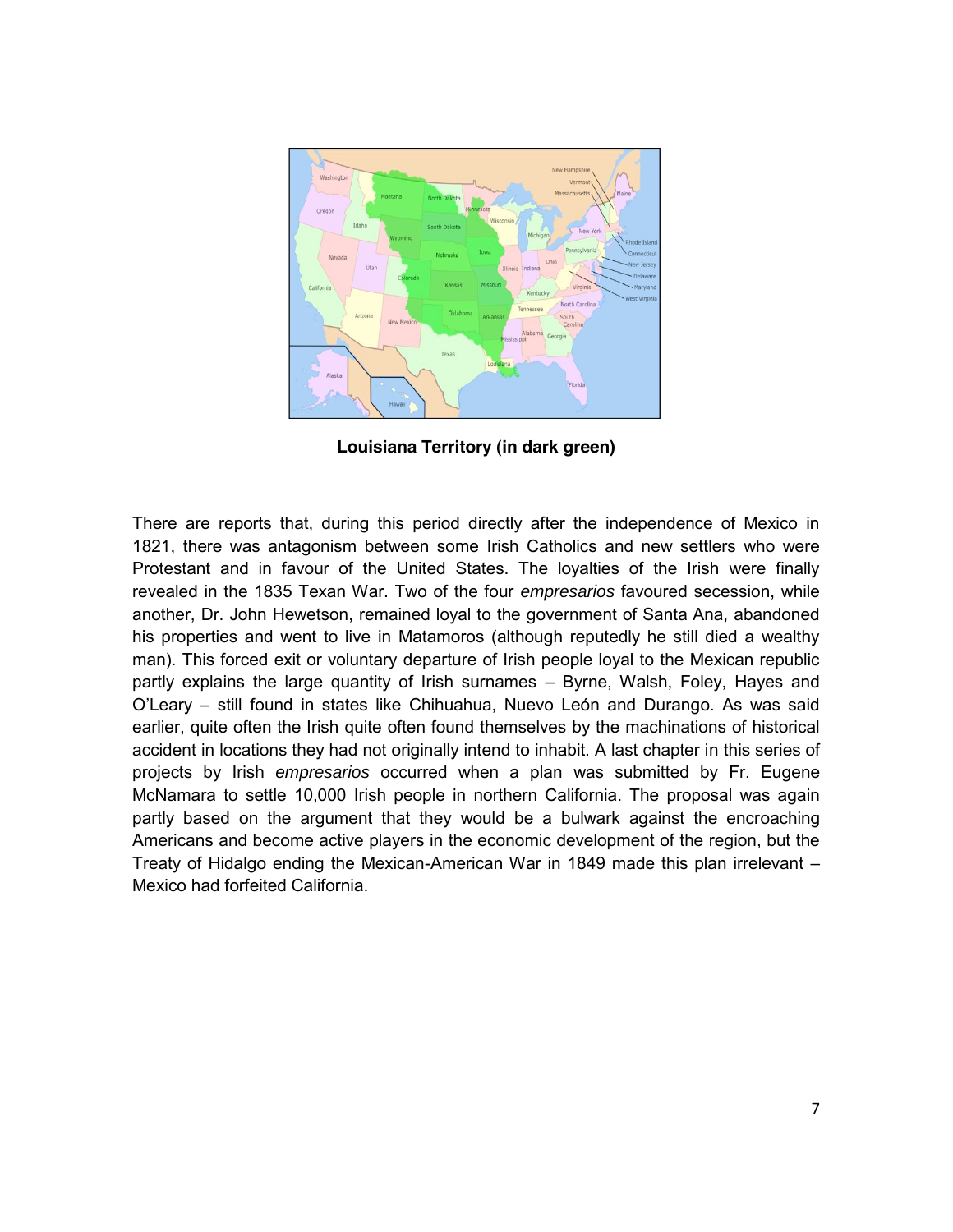**Louisiana Territory (in dark green)**

There are reports that, during this period directly after the independence of Mexico in 1821, there was antagonism between some Irish Catholics and new settlers who were Protestant and in favour of the United States. The loyalties of the Irish were finally revealed in the 1835 Texan War. Two of the four *empresarios* favoured secession, while another, Dr. John Hewetson, remained loyal to the government of Santa Ana, abandoned his properties and went to live in Matamoros (although reputedly he still died a wealthy man). This forced exit or voluntary departure of Irish people loyal to the Mexican republic partly explains the large quantity of Irish surnames – Byrne, Walsh, Foley, Hayes and O'Leary – still found in states like Chihuahua, Nuevo León and Durango. As was said earlier, quite often the Irish quite often found themselves by the machinations of historical accident in locations they had not originally intend to inhabit. A last chapter in this series of projects by Irish *empresarios* occurred when a plan was submitted by Fr. Eugene McNamara to settle 10,000 Irish people in northern California. The proposal was again partly based on the argument that they would be a bulwark against the encroaching Americans and become active players in the economic development of the region, but the Treaty of Hidalgo ending the Mexican-American War in 1849 made this plan irrelevant – Mexico had forfeited California.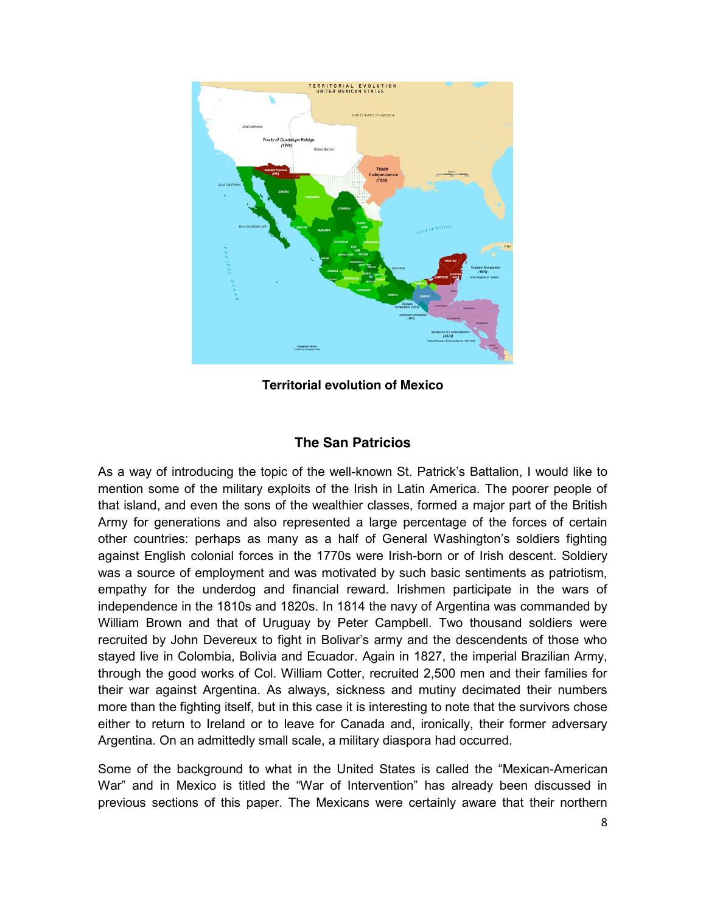**Territorial evolution of Mexico**

## The San Patricios

As a way of introducing the topic of the well-known St. Patrick's Battalion, I would like to mention some of the military exploits of the Irish in Latin America. The poorer people of that island, and even the sons of the wealthier classes, formed a major part of the British Army for generations and also represented a large percentage of the forces of certain other countries: perhaps as many as a half of General Washington's soldiers fighting against English colonial forces in the 1770s were Irish-born or of Irish descent. Soldiery was a source of employment and was motivated by such basic sentiments as patriotism, empathy for the underdog and financial reward. Irishmen participate in the wars of independence in the 1810s and 1820s. In 1814 the navy of Argentina was commanded by William Brown and that of Uruguay by Peter Campbell. Two thousand soldiers were recruited by John Devereux to fight in Bolivar's army and the descendents of those who stayed live in Colombia, Bolivia and Ecuador. Again in 1827, the imperial Brazilian Army, through the good works of Col. William Cotter, recruited 2,500 men and their families for their war against Argentina. As always, sickness and mutiny decimated their numbers more than the fighting itself, but in this case it is interesting to note that the survivors chose either to return to Ireland or to leave for Canada and, ironically, their former adversary Argentina. On an admittedly small scale, a military diaspora had occurred.

Some of the background to what in the United States is called the "Mexican-American War" and in Mexico is titled the "War of Intervention" has already been discussed in previous sections of this paper. The Mexicans were certainly aware that their northern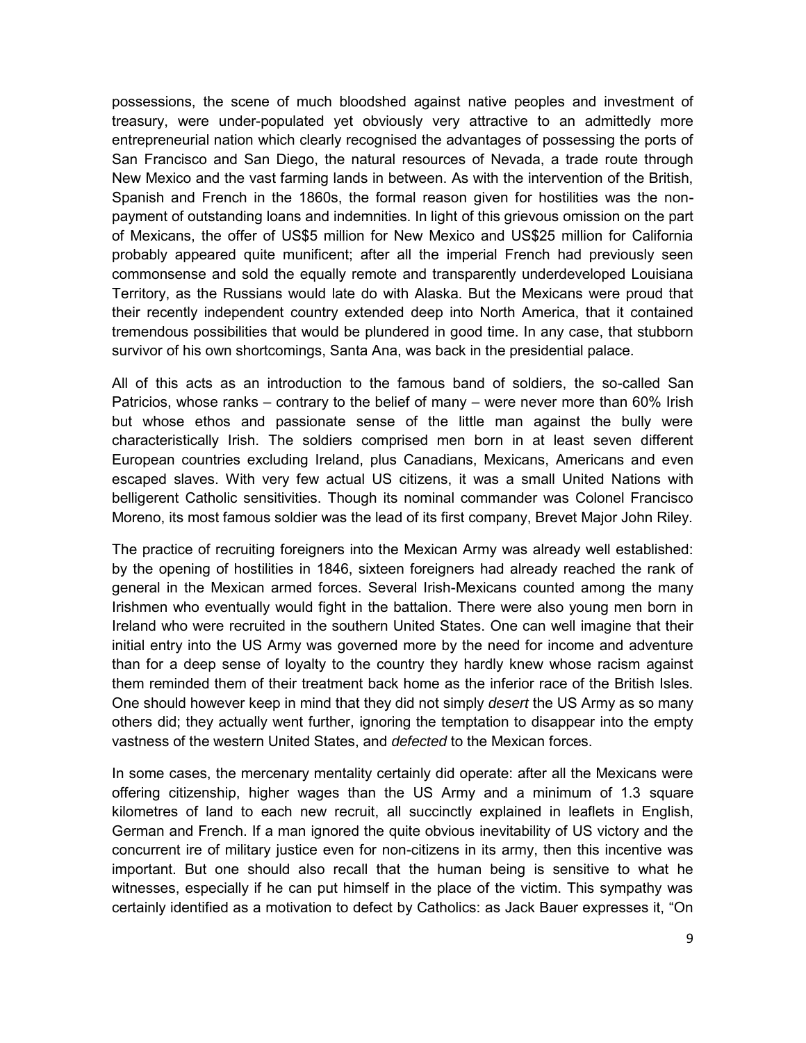possessions, the scene of much bloodshed against native peoples and investment of treasury, were under-populated yet obviously very attractive to an admittedly more entrepreneurial nation which clearly recognised the advantages of possessing the ports of San Francisco and San Diego, the natural resources of Nevada, a trade route through New Mexico and the vast farming lands in between. As with the intervention of the British, Spanish and French in the 1860s, the formal reason given for hostilities was the non-payment of outstanding loans and indemnities. In light of this grievous omission on the part of Mexicans, the offer of US$5 million for New Mexico and US$25 million for California probably appeared quite munificent; after all the imperial French had previously seen commonsense and sold the equally remote and transparently underdeveloped Louisiana Territory, as the Russians would late do with Alaska. But the Mexicans were proud that their recently independent country extended deep into North America, that it contained tremendous possibilities that would be plundered in good time. In any case, that stubborn survivor of his own shortcomings, Santa Ana, was back in the presidential palace.

All of this acts as an introduction to the famous band of soldiers, the so-called San Patricios, whose ranks – contrary to the belief of many – were never more than 60% Irish but whose ethos and passionate sense of the little man against the bully were characteristically Irish. The soldiers comprised men born in at least seven different European countries excluding Ireland, plus Canadians, Mexicans, Americans and even escaped slaves. With very few actual US citizens, it was a small United Nations with belligerent Catholic sensitivities. Though its nominal commander was Colonel Francisco Moreno, its most famous soldier was the lead of its first company, Brevet Major John Riley.

The practice of recruiting foreigners into the Mexican Army was already well established: by the opening of hostilities in 1846, sixteen foreigners had already reached the rank of general in the Mexican armed forces. Several Irish-Mexicans counted among the many Irishmen who eventually would fight in the battalion. There were also young men born in Ireland who were recruited in the southern United States. One can well imagine that their initial entry into the US Army was governed more by the need for income and adventure than for a deep sense of loyalty to the country they hardly knew whose racism against them reminded them of their treatment back home as the inferior race of the British Isles. One should however keep in mind that they did not simply *desert* the US Army as so many others did; they actually went further, ignoring the temptation to disappear into the empty vastness of the western United States, and *defected* to the Mexican forces.

In some cases, the mercenary mentality certainly did operate: after all the Mexicans were offering citizenship, higher wages than the US Army and a minimum of 1.3 square kilometres of land to each new recruit, all succinctly explained in leaflets in English, German and French. If a man ignored the quite obvious inevitability of US victory and the concurrent ire of military justice even for non-citizens in its army, then this incentive was important. But one should also recall that the human being is sensitive to what he witnesses, especially if he can put himself in the place of the victim. This sympathy was certainly identified as a motivation to defect by Catholics: as Jack Bauer expresses it, "On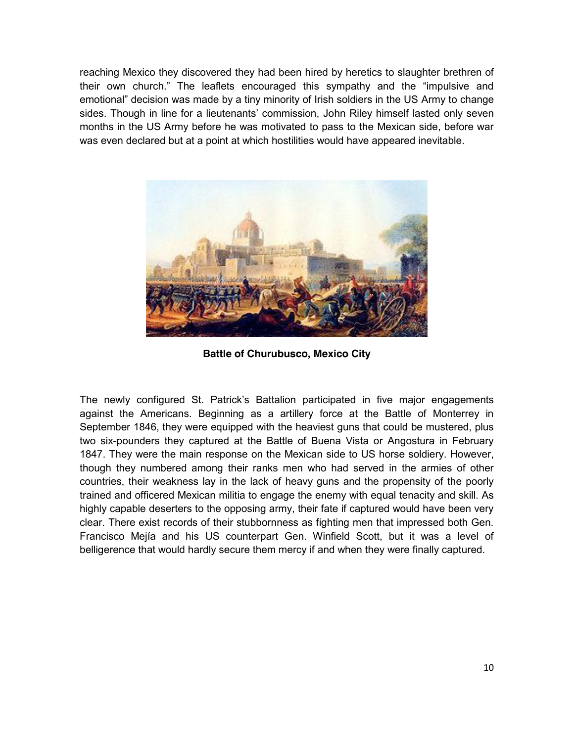reaching Mexico they discovered they had been hired by heretics to slaughter brethren of their own church." The leaflets encouraged this sympathy and the "impulsive and emotional" decision was made by a tiny minority of Irish soldiers in the US Army to change sides. Though in line for a lieutenants' commission, John Riley himself lasted only seven months in the US Army before he was motivated to pass to the Mexican side, before war was even declared but at a point at which hostilities would have appeared inevitable.

**Battle of Churubusco, Mexico City**

The newly configured St. Patrick's Battalion participated in five major engagements against the Americans. Beginning as a artillery force at the Battle of Monterrey in September 1846, they were equipped with the heaviest guns that could be mustered, plus two six-pounders they captured at the Battle of Buena Vista or Angostura in February 1847. They were the main response on the Mexican side to US horse soldiery. However, though they numbered among their ranks men who had served in the armies of other countries, their weakness lay in the lack of heavy guns and the propensity of the poorly trained and officered Mexican militia to engage the enemy with equal tenacity and skill. As highly capable deserters to the opposing army, their fate if captured would have been very clear. There exist records of their stubbornness as fighting men that impressed both Gen. Francisco Mejía and his US counterpart Gen. Winfield Scott, but it was a level of belligerence that would hardly secure them mercy if and when they were finally captured.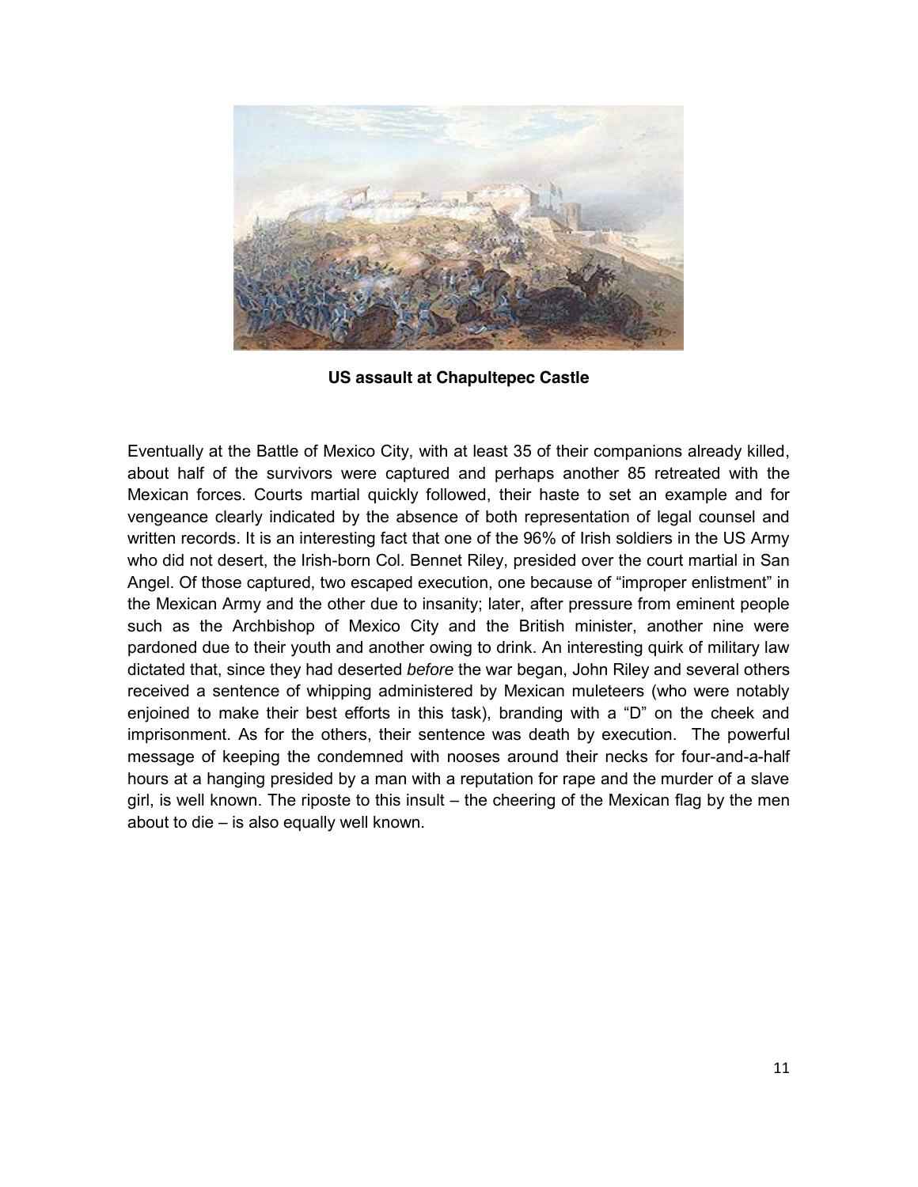**US assault at Chapultepec Castle**

Eventually at the Battle of Mexico City, with at least 35 of their companions already killed, about half of the survivors were captured and perhaps another 85 retreated with the Mexican forces. Courts martial quickly followed, their haste to set an example and for vengeance clearly indicated by the absence of both representation of legal counsel and written records. It is an interesting fact that one of the 96% of Irish soldiers in the US Army who did not desert, the Irish-born Col. Bennet Riley, presided over the court martial in San Angel. Of those captured, two escaped execution, one because of "improper enlistment" in the Mexican Army and the other due to insanity; later, after pressure from eminent people such as the Archbishop of Mexico City and the British minister, another nine were pardoned due to their youth and another owing to drink. An interesting quirk of military law dictated that, since they had deserted *before* the war began, John Riley and several others received a sentence of whipping administered by Mexican muleteers (who were notably enjoined to make their best efforts in this task), branding with a "D" on the cheek and imprisonment. As for the others, their sentence was death by execution. The powerful message of keeping the condemned with nooses around their necks for four-and-a-half hours at a hanging presided by a man with a reputation for rape and the murder of a slave girl, is well known. The riposte to this insult – the cheering of the Mexican flag by the men about to die – is also equally well known.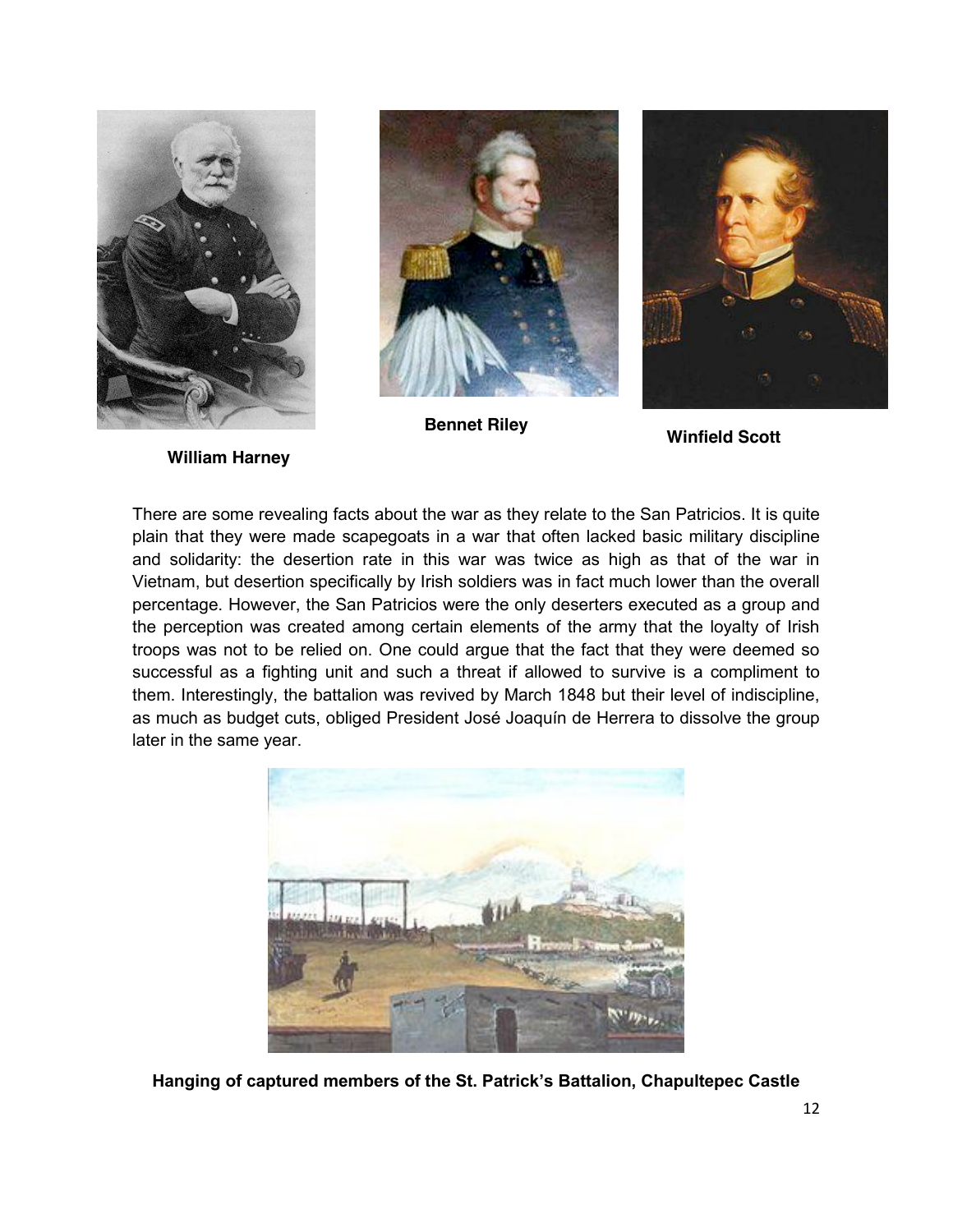**William Harney**

**Bennet Riley**

**Winfield Scott**

There are some revealing facts about the war as they relate to the San Patricios. It is quite plain that they were made scapegoats in a war that often lacked basic military discipline and solidarity: the desertion rate in this war was twice as high as that of the war in Vietnam, but desertion specifically by Irish soldiers was in fact much lower than the overall percentage. However, the San Patricios were the only deserters executed as a group and the perception was created among certain elements of the army that the loyalty of Irish troops was not to be relied on. One could argue that the fact that they were deemed so successful as a fighting unit and such a threat if allowed to survive is a compliment to them. Interestingly, the battalion was revived by March 1848 but their level of indiscipline, as much as budget cuts, obliged President José Joaquín de Herrera to dissolve the group later in the same year.

**Hanging of captured members of the St. Patrick's Battalion, Chapultepec Castle**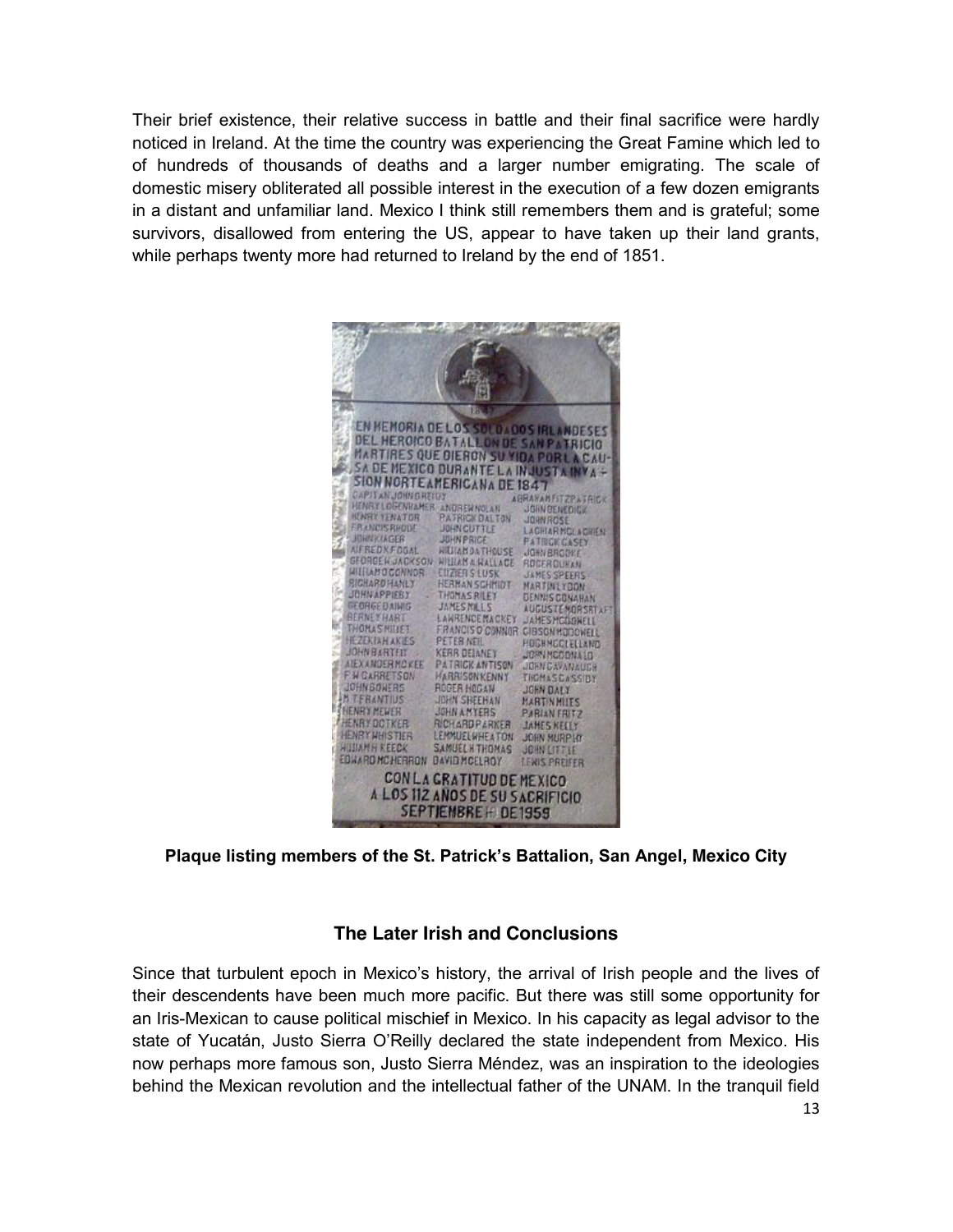Their brief existence, their relative success in battle and their final sacrifice were hardly noticed in Ireland. At the time the country was experiencing the Great Famine which led to of hundreds of thousands of deaths and a larger number emigrating. The scale of domestic misery obliterated all possible interest in the execution of a few dozen emigrants in a distant and unfamiliar land. Mexico I think still remembers them and is grateful; some survivors, disallowed from entering the US, appear to have taken up their land grants, while perhaps twenty more had returned to Ireland by the end of 1851.

**Plaque listing members of the St. Patrick's Battalion, San Angel, Mexico City**

## The Later Irish and Conclusions

Since that turbulent epoch in Mexico's history, the arrival of Irish people and the lives of their descendents have been much more pacific. But there was still some opportunity for an Iris-Mexican to cause political mischief in Mexico. In his capacity as legal advisor to the state of Yucatán, Justo Sierra O'Reilly declared the state independent from Mexico. His now perhaps more famous son, Justo Sierra Méndez, was an inspiration to the ideologies behind the Mexican revolution and the intellectual father of the UNAM. In the tranquil field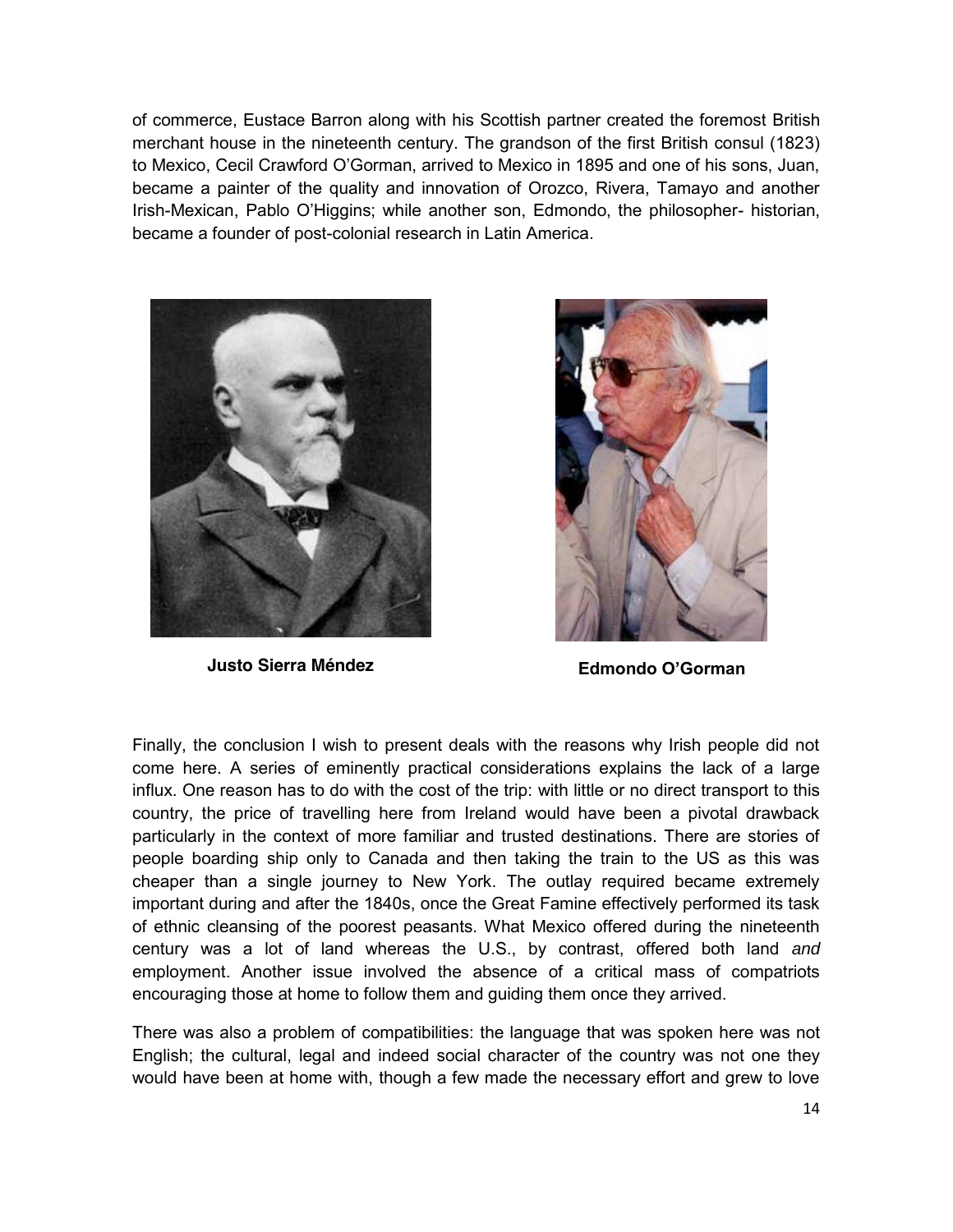of commerce, Eustace Barron along with his Scottish partner created the foremost British merchant house in the nineteenth century. The grandson of the first British consul (1823) to Mexico, Cecil Crawford O'Gorman, arrived to Mexico in 1895 and one of his sons, Juan, became a painter of the quality and innovation of Orozco, Rivera, Tamayo and another Irish-Mexican, Pablo O'Higgins; while another son, Edmondo, the philosopher- historian, became a founder of post-colonial research in Latin America.

**Justo Sierra Méndez**

**Edmondo O'Gorman**

Finally, the conclusion I wish to present deals with the reasons why Irish people did not come here. A series of eminently practical considerations explains the lack of a large influx. One reason has to do with the cost of the trip: with little or no direct transport to this country, the price of travelling here from Ireland would have been a pivotal drawback particularly in the context of more familiar and trusted destinations. There are stories of people boarding ship only to Canada and then taking the train to the US as this was cheaper than a single journey to New York. The outlay required became extremely important during and after the 1840s, once the Great Famine effectively performed its task of ethnic cleansing of the poorest peasants. What Mexico offered during the nineteenth century was a lot of land whereas the U.S., by contrast, offered both land *and* employment. Another issue involved the absence of a critical mass of compatriots encouraging those at home to follow them and guiding them once they arrived.

There was also a problem of compatibilities: the language that was spoken here was not English; the cultural, legal and indeed social character of the country was not one they would have been at home with, though a few made the necessary effort and grew to love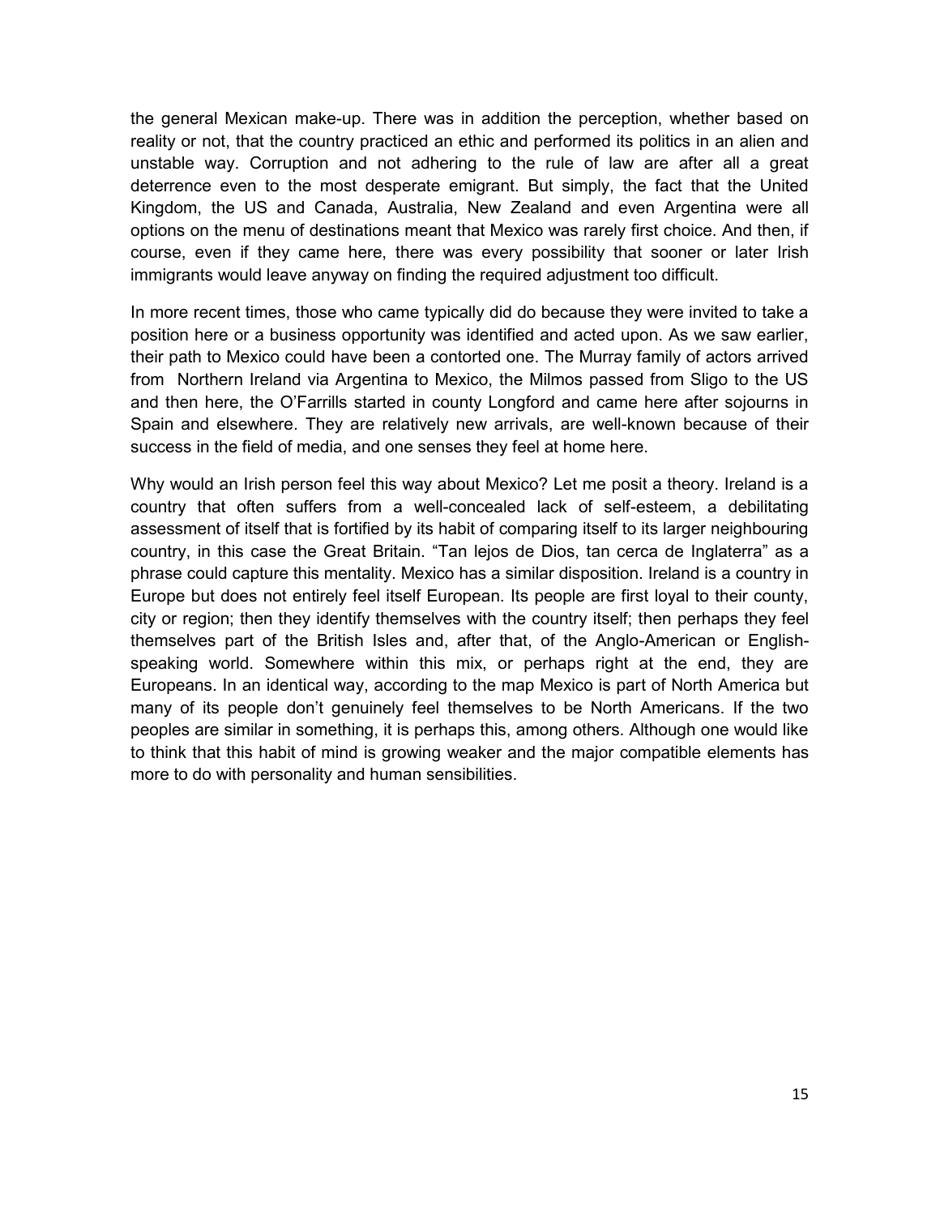the general Mexican make-up. There was in addition the perception, whether based on reality or not, that the country practiced an ethic and performed its politics in an alien and unstable way. Corruption and not adhering to the rule of law are after all a great deterrence even to the most desperate emigrant. But simply, the fact that the United Kingdom, the US and Canada, Australia, New Zealand and even Argentina were all options on the menu of destinations meant that Mexico was rarely first choice. And then, if course, even if they came here, there was every possibility that sooner or later Irish immigrants would leave anyway on finding the required adjustment too difficult.

In more recent times, those who came typically did do because they were invited to take a position here or a business opportunity was identified and acted upon. As we saw earlier, their path to Mexico could have been a contorted one. The Murray family of actors arrived from Northern Ireland via Argentina to Mexico, the Milmos passed from Sligo to the US and then here, the O'Farrills started in county Longford and came here after sojourns in Spain and elsewhere. They are relatively new arrivals, are well-known because of their success in the field of media, and one senses they feel at home here.

Why would an Irish person feel this way about Mexico? Let me posit a theory. Ireland is a country that often suffers from a well-concealed lack of self-esteem, a debilitating assessment of itself that is fortified by its habit of comparing itself to its larger neighbouring country, in this case the Great Britain. "Tan lejos de Dios, tan cerca de Inglaterra" as a phrase could capture this mentality. Mexico has a similar disposition. Ireland is a country in Europe but does not entirely feel itself European. Its people are first loyal to their county, city or region; then they identify themselves with the country itself; then perhaps they feel themselves part of the British Isles and, after that, of the Anglo-American or English-speaking world. Somewhere within this mix, or perhaps right at the end, they are Europeans. In an identical way, according to the map Mexico is part of North America but many of its people don't genuinely feel themselves to be North Americans. If the two peoples are similar in something, it is perhaps this, among others. Although one would like to think that this habit of mind is growing weaker and the major compatible elements has more to do with personality and human sensibilities.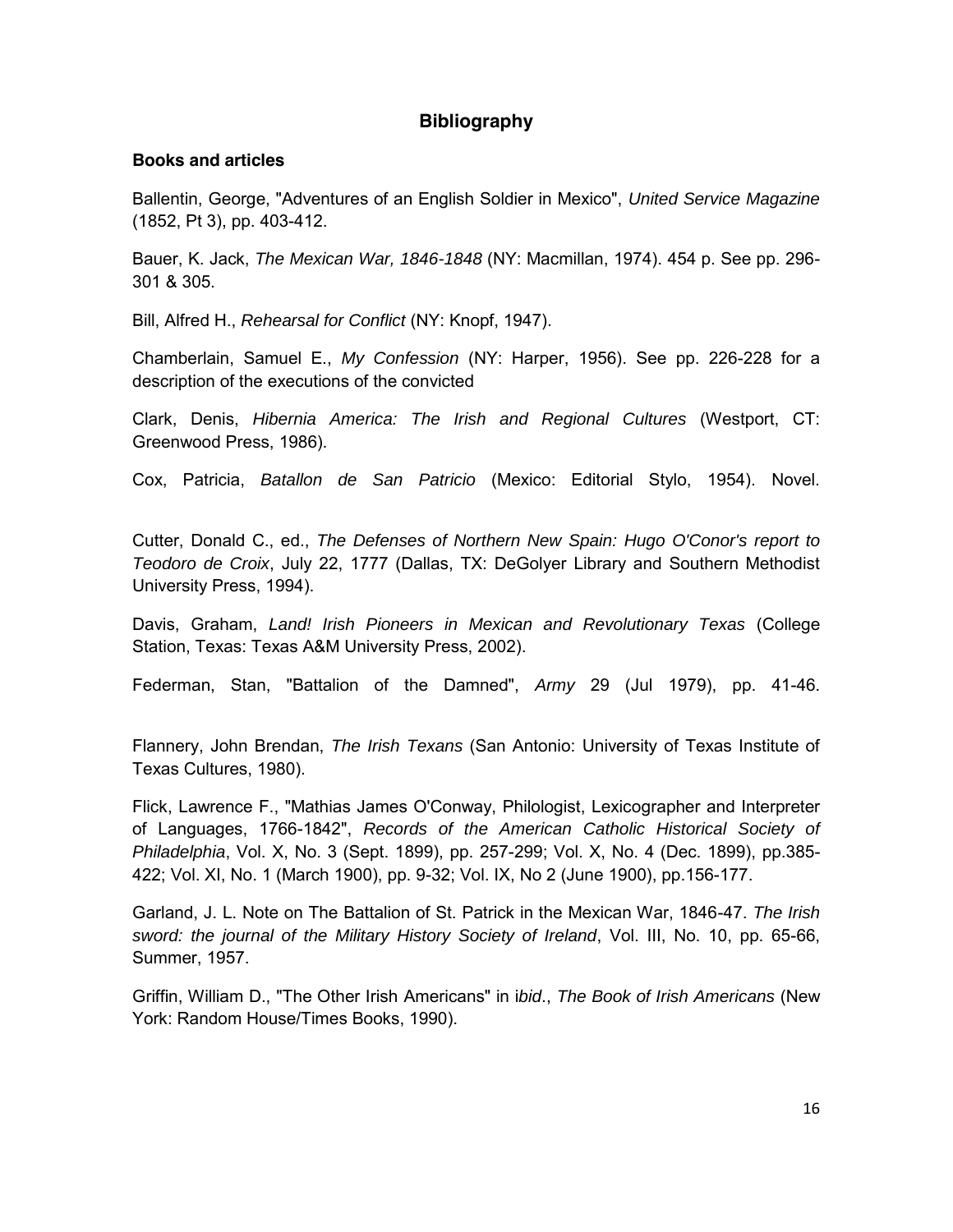## Bibliography

### Books and articles

Ballentin, George, "Adventures of an English Soldier in Mexico", *United Service Magazine* (1852, Pt 3), pp. 403-412.

Bauer, K. Jack, *The Mexican War, 1846-1848* (NY: Macmillan, 1974). 454 p. See pp. 296-301 & 305.

Bill, Alfred H., *Rehearsal for Conflict* (NY: Knopf, 1947).

Chamberlain, Samuel E., *My Confession* (NY: Harper, 1956). See pp. 226-228 for a description of the executions of the convicted

Clark, Denis, *Hibernia America: The Irish and Regional Cultures* (Westport, CT: Greenwood Press, 1986).

Cox, Patricia, *Batallon de San Patricio* (Mexico: Editorial Stylo, 1954). Novel.

Cutter, Donald C., ed., *The Defenses of Northern New Spain: Hugo O'Conor's report to Teodoro de Croix*, July 22, 1777 (Dallas, TX: DeGolyer Library and Southern Methodist University Press, 1994).

Davis, Graham, *Land! Irish Pioneers in Mexican and Revolutionary Texas* (College Station, Texas: Texas A&M University Press, 2002).

Federman, Stan, "Battalion of the Damned", *Army* 29 (Jul 1979), pp. 41-46.

Flannery, John Brendan, *The Irish Texans* (San Antonio: University of Texas Institute of Texas Cultures, 1980).

Flick, Lawrence F., "Mathias James O'Conway, Philologist, Lexicographer and Interpreter of Languages, 1766-1842", *Records of the American Catholic Historical Society of Philadelphia*, Vol. X, No. 3 (Sept. 1899), pp. 257-299; Vol. X, No. 4 (Dec. 1899), pp.385-422; Vol. XI, No. 1 (March 1900), pp. 9-32; Vol. IX, No 2 (June 1900), pp.156-177.

Garland, J. L. Note on The Battalion of St. Patrick in the Mexican War, 1846-47. *The Irish sword: the journal of the Military History Society of Ireland*, Vol. III, No. 10, pp. 65-66, Summer, 1957.

Griffin, William D., "The Other Irish Americans" in i*bid*., *The Book of Irish Americans* (New York: Random House/Times Books, 1990).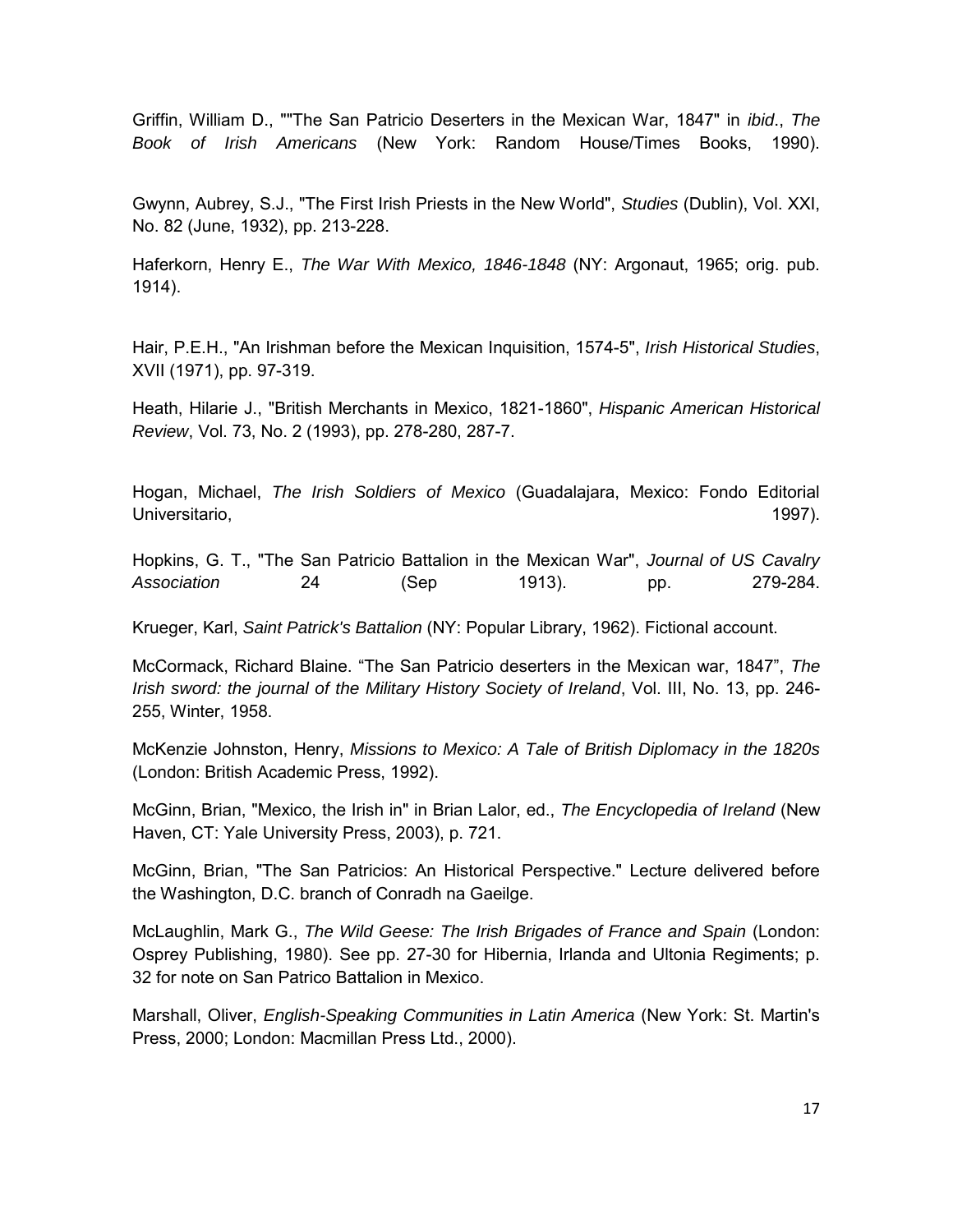Griffin, William D., ""The San Patricio Deserters in the Mexican War, 1847" in *ibid*., *The Book of Irish Americans* (New York: Random House/Times Books, 1990).

Gwynn, Aubrey, S.J., "The First Irish Priests in the New World", *Studies* (Dublin), Vol. XXI, No. 82 (June, 1932), pp. 213-228.

Haferkorn, Henry E., *The War With Mexico, 1846-1848* (NY: Argonaut, 1965; orig. pub. 1914).

Hair, P.E.H., "An Irishman before the Mexican Inquisition, 1574-5", *Irish Historical Studies*, XVII (1971), pp. 97-319.

Heath, Hilarie J., "British Merchants in Mexico, 1821-1860", *Hispanic American Historical Review*, Vol. 73, No. 2 (1993), pp. 278-280, 287-7.

Hogan, Michael, *The Irish Soldiers of Mexico* (Guadalajara, Mexico: Fondo Editorial Universitario, 1997).

Hopkins, G. T., "The San Patricio Battalion in the Mexican War", *Journal of US Cavalry Association* 24 (Sep 1913). pp. 279-284.

Krueger, Karl, *Saint Patrick's Battalion* (NY: Popular Library, 1962). Fictional account.

McCormack, Richard Blaine. "The San Patricio deserters in the Mexican war, 1847", *The Irish sword: the journal of the Military History Society of Ireland*, Vol. III, No. 13, pp. 246-255, Winter, 1958.

McKenzie Johnston, Henry, *Missions to Mexico: A Tale of British Diplomacy in the 1820s* (London: British Academic Press, 1992).

McGinn, Brian, "Mexico, the Irish in" in Brian Lalor, ed., *The Encyclopedia of Ireland* (New Haven, CT: Yale University Press, 2003), p. 721.

McGinn, Brian, "The San Patricios: An Historical Perspective." Lecture delivered before the Washington, D.C. branch of Conradh na Gaeilge.

McLaughlin, Mark G., *The Wild Geese: The Irish Brigades of France and Spain* (London: Osprey Publishing, 1980). See pp. 27-30 for Hibernia, Irlanda and Ultonia Regiments; p. 32 for note on San Patrico Battalion in Mexico.

Marshall, Oliver, *English-Speaking Communities in Latin America* (New York: St. Martin's Press, 2000; London: Macmillan Press Ltd., 2000).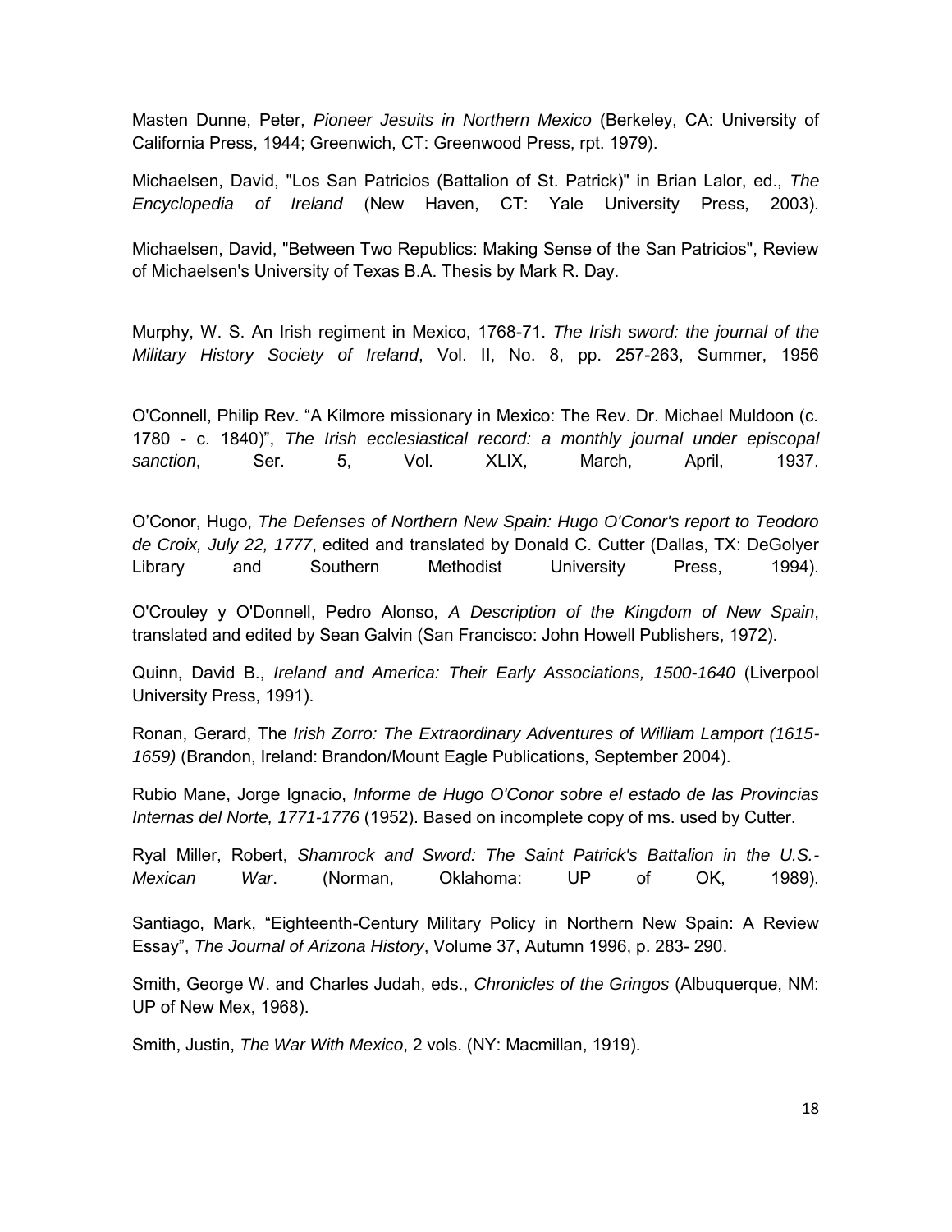Masten Dunne, Peter, *Pioneer Jesuits in Northern Mexico* (Berkeley, CA: University of California Press, 1944; Greenwich, CT: Greenwood Press, rpt. 1979).

Michaelsen, David, "Los San Patricios (Battalion of St. Patrick)" in Brian Lalor, ed., *The Encyclopedia of Ireland* (New Haven, CT: Yale University Press, 2003).

Michaelsen, David, "Between Two Republics: Making Sense of the San Patricios", Review of Michaelsen's University of Texas B.A. Thesis by Mark R. Day.

Murphy, W. S. An Irish regiment in Mexico, 1768-71. *The Irish sword: the journal of the Military History Society of Ireland*, Vol. II, No. 8, pp. 257-263, Summer, 1956

O'Connell, Philip Rev. "A Kilmore missionary in Mexico: The Rev. Dr. Michael Muldoon (c. 1780 - c. 1840)", *The Irish ecclesiastical record: a monthly journal under episcopal sanction*, Ser. 5, Vol. XLIX, March, April, 1937.

O'Conor, Hugo, *The Defenses of Northern New Spain: Hugo O'Conor's report to Teodoro de Croix, July 22, 1777*, edited and translated by Donald C. Cutter (Dallas, TX: DeGolyer Library and Southern Methodist University Press, 1994).

O'Crouley y O'Donnell, Pedro Alonso, *A Description of the Kingdom of New Spain*, translated and edited by Sean Galvin (San Francisco: John Howell Publishers, 1972).

Quinn, David B., *Ireland and America: Their Early Associations, 1500-1640* (Liverpool University Press, 1991).

Ronan, Gerard, The *Irish Zorro: The Extraordinary Adventures of William Lamport (1615-1659)* (Brandon, Ireland: Brandon/Mount Eagle Publications, September 2004).

Rubio Mane, Jorge Ignacio, *Informe de Hugo O'Conor sobre el estado de las Provincias Internas del Norte, 1771-1776* (1952). Based on incomplete copy of ms. used by Cutter.

Ryal Miller, Robert, *Shamrock and Sword: The Saint Patrick's Battalion in the U.S.-Mexican War*. (Norman, Oklahoma: UP of OK, 1989).

Santiago, Mark, "Eighteenth-Century Military Policy in Northern New Spain: A Review Essay", *The Journal of Arizona History*, Volume 37, Autumn 1996, p. 283- 290.

Smith, George W. and Charles Judah, eds., *Chronicles of the Gringos* (Albuquerque, NM: UP of New Mex, 1968).

Smith, Justin, *The War With Mexico*, 2 vols. (NY: Macmillan, 1919).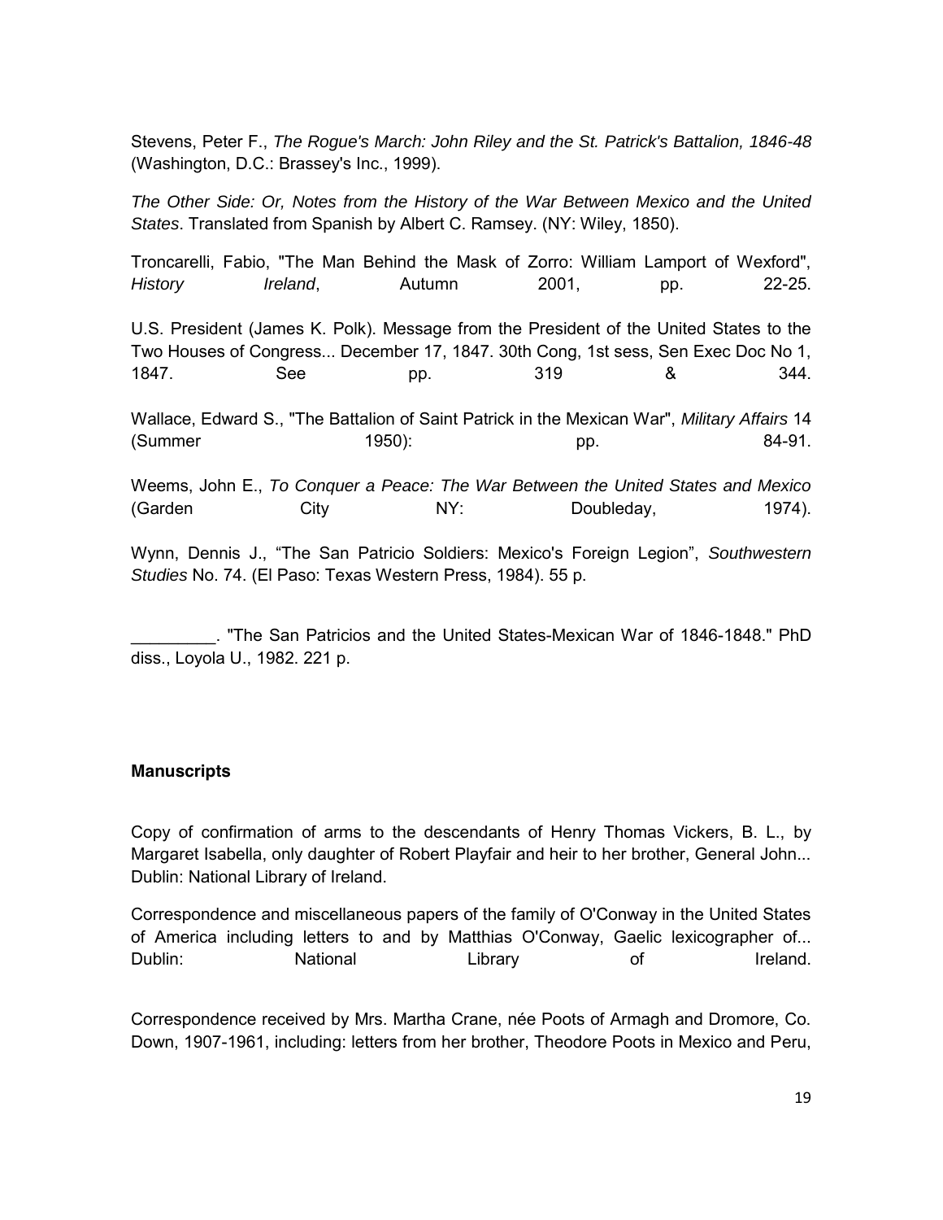Stevens, Peter F., *The Rogue's March: John Riley and the St. Patrick's Battalion, 1846-48* (Washington, D.C.: Brassey's Inc., 1999).

*The Other Side: Or, Notes from the History of the War Between Mexico and the United States*. Translated from Spanish by Albert C. Ramsey. (NY: Wiley, 1850).

Troncarelli, Fabio, "The Man Behind the Mask of Zorro: William Lamport of Wexford", *History Ireland*, Autumn 2001, pp. 22-25.

U.S. President (James K. Polk). Message from the President of the United States to the Two Houses of Congress... December 17, 1847. 30th Cong, 1st sess, Sen Exec Doc No 1, 1847. See pp. 319 & 344.

Wallace, Edward S., "The Battalion of Saint Patrick in the Mexican War", *Military Affairs* 14 (Summer 1950): pp. 84-91.

Weems, John E., *To Conquer a Peace: The War Between the United States and Mexico* (Garden City NY: Doubleday, 1974).

Wynn, Dennis J., "The San Patricio Soldiers: Mexico's Foreign Legion", *Southwestern Studies* No. 74. (El Paso: Texas Western Press, 1984). 55 p.

_________. "The San Patricios and the United States-Mexican War of 1846-1848." PhD diss., Loyola U., 1982. 221 p.

**Manuscripts**

Copy of confirmation of arms to the descendants of Henry Thomas Vickers, B. L., by Margaret Isabella, only daughter of Robert Playfair and heir to her brother, General John... Dublin: National Library of Ireland.

Correspondence and miscellaneous papers of the family of O'Conway in the United States of America including letters to and by Matthias O'Conway, Gaelic lexicographer of... Dublin: National Library of Ireland.

Correspondence received by Mrs. Martha Crane, née Poots of Armagh and Dromore, Co. Down, 1907-1961, including: letters from her brother, Theodore Poots in Mexico and Peru,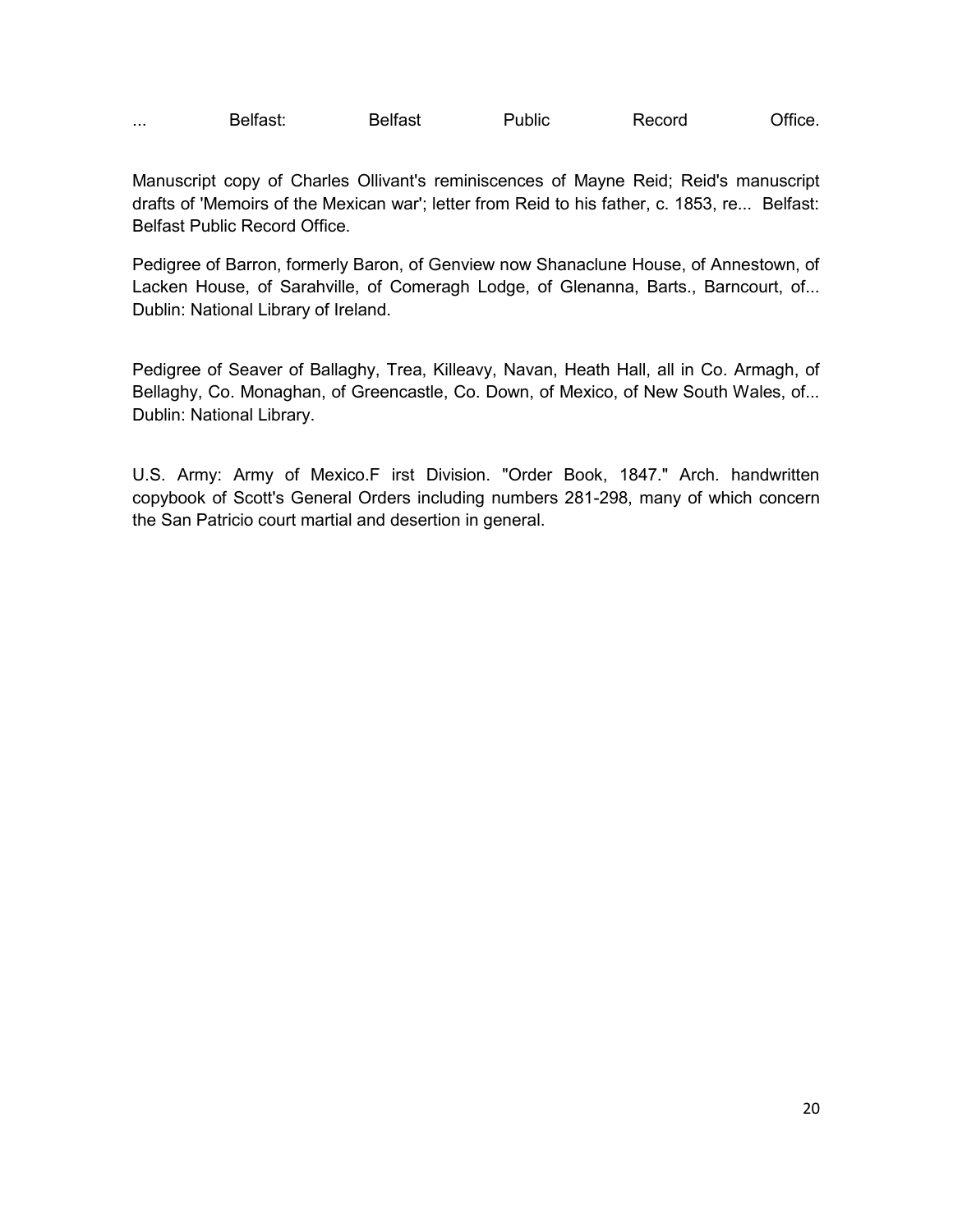... Belfast: Belfast Public Record Office.

Manuscript copy of Charles Ollivant's reminiscences of Mayne Reid; Reid's manuscript drafts of 'Memoirs of the Mexican war'; letter from Reid to his father, c. 1853, re... Belfast: Belfast Public Record Office.

Pedigree of Barron, formerly Baron, of Genview now Shanaclune House, of Annestown, of Lacken House, of Sarahville, of Comeragh Lodge, of Glenanna, Barts., Barncourt, of... Dublin: National Library of Ireland.

Pedigree of Seaver of Ballaghy, Trea, Killeavy, Navan, Heath Hall, all in Co. Armagh, of Bellaghy, Co. Monaghan, of Greencastle, Co. Down, of Mexico, of New South Wales, of... Dublin: National Library.

U.S. Army: Army of Mexico.F irst Division. "Order Book, 1847." Arch. handwritten copybook of Scott's General Orders including numbers 281-298, many of which concern the San Patricio court martial and desertion in general.